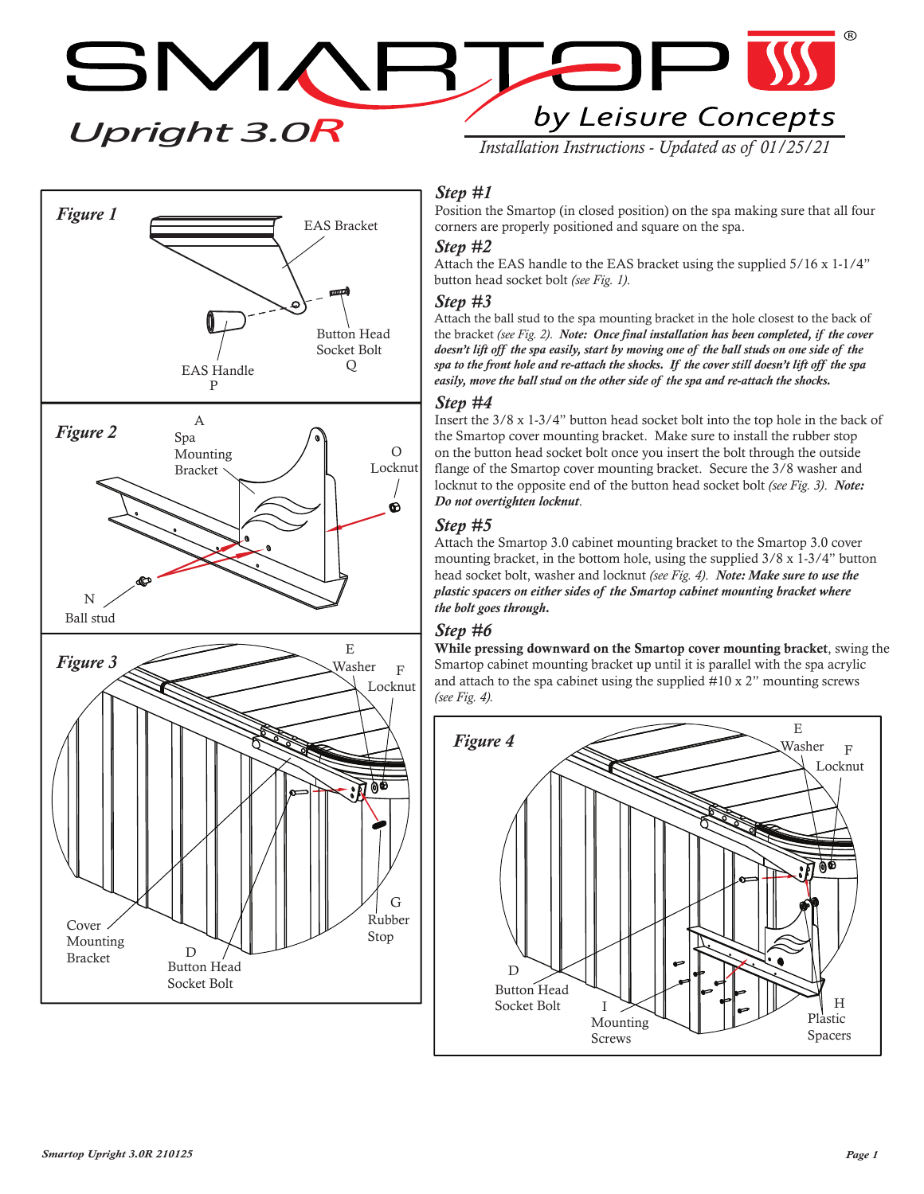# SMARTOP Upright 3.0R

by Leisure Concepts

Installation Instructions - Updated as of 01/25/21

**Figure 1**

EAS Bracket

Button Head Socket Bolt Q

EAS Handle P

**Figure 2**

A Spa Mounting Bracket

O Locknut

N Ball stud

**Figure 3**

E Washer

F Locknut

G Rubber Stop

Cover Mounting Bracket

D Button Head Socket Bolt

### *Step #1*

Position the Smartop (in closed position) on the spa making sure that all four corners are properly positioned and square on the spa.

### *Step #2*

Attach the EAS handle to the EAS bracket using the supplied 5/16 x 1-1/4" button head socket bolt *(see Fig. 1)*.

### *Step #3*

Attach the ball stud to the spa mounting bracket in the hole closest to the back of the bracket *(see Fig. 2)*. ***Note: Once final installation has been completed, if the cover doesn't lift off the spa easily, start by moving one of the ball studs on one side of the spa to the front hole and re-attach the shocks. If the cover still doesn't lift off the spa easily, move the ball stud on the other side of the spa and re-attach the shocks.***

### *Step #4*

Insert the 3/8 x 1-3/4" button head socket bolt into the top hole in the back of the Smartop cover mounting bracket. Make sure to install the rubber stop on the button head socket bolt once you insert the bolt through the outside flange of the Smartop cover mounting bracket. Secure the 3/8 washer and locknut to the opposite end of the button head socket bolt *(see Fig. 3)*. ***Note: Do not overtighten locknut***.

### *Step #5*

Attach the Smartop 3.0 cabinet mounting bracket to the Smartop 3.0 cover mounting bracket, in the bottom hole, using the supplied 3/8 x 1-3/4" button head socket bolt, washer and locknut *(see Fig. 4)*. ***Note: Make sure to use the plastic spacers on either sides of the Smartop cabinet mounting bracket where the bolt goes through.***

### *Step #6*

**While pressing downward on the Smartop cover mounting bracket**, swing the Smartop cabinet mounting bracket up until it is parallel with the spa acrylic and attach to the spa cabinet using the supplied #10 x 2" mounting screws *(see Fig. 4)*.

**Figure 4**

E Washer

F Locknut

D Button Head Socket Bolt

I Mounting Screws

H Plastic Spacers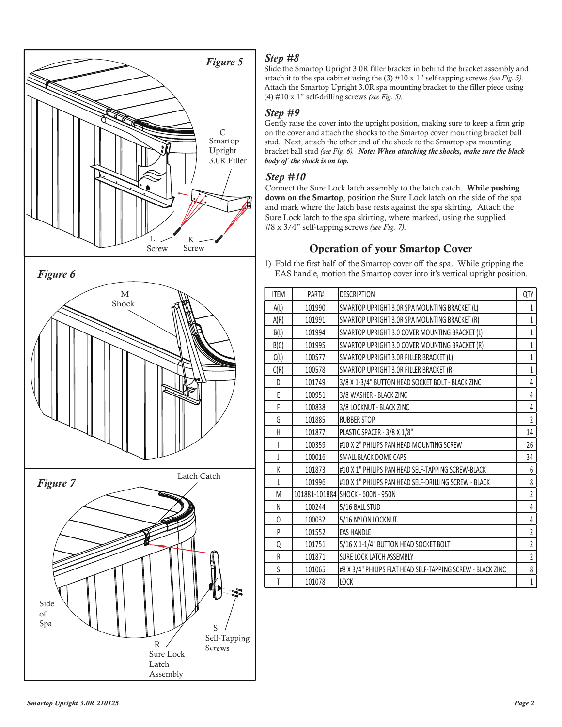*Figure 5*

C
Smartop
Upright
3.0R Filler

L
Screw

K
Screw

*Figure 6*

M
Shock

*Figure 7*

Latch Catch

Side
of
Spa

R
Sure Lock
Latch
Assembly

S
Self-Tapping
Screws

### *Step #8*

Slide the Smartop Upright 3.0R filler bracket in behind the bracket assembly and attach it to the spa cabinet using the (3) #10 x 1" self-tapping screws *(see Fig. 5)*. Attach the Smartop Upright 3.0R spa mounting bracket to the filler piece using (4) #10 x 1" self-drilling screws *(see Fig. 5)*.

### *Step #9*

Gently raise the cover into the upright position, making sure to keep a firm grip on the cover and attach the shocks to the Smartop cover mounting bracket ball stud. Next, attach the other end of the shock to the Smartop spa mounting bracket ball stud *(see Fig. 6)*. ***Note: When attaching the shocks, make sure the black body of the shock is on top.***

### *Step #10*

Connect the Sure Lock latch assembly to the latch catch. **While pushing down on the Smartop**, position the Sure Lock latch on the side of the spa and mark where the latch base rests against the spa skirting. Attach the Sure Lock latch to the spa skirting, where marked, using the supplied #8 x 3/4" self-tapping screws *(see Fig. 7)*.

## Operation of your Smartop Cover

1) Fold the first half of the Smartop cover off the spa. While gripping the EAS handle, motion the Smartop cover into it's vertical upright position.

| ITEM | PART# | DESCRIPTION | QTY |
|---|---|---|---|
| A(L) | 101990 | SMARTOP UPRIGHT 3.0R SPA MOUNTING BRACKET (L) | 1 |
| A(R) | 101991 | SMARTOP UPRIGHT 3.0R SPA MOUNTING BRACKET (R) | 1 |
| B(L) | 101994 | SMARTOP UPRIGHT 3.0 COVER MOUNTING BRACKET (L) | 1 |
| B(C) | 101995 | SMARTOP UPRIGHT 3.0 COVER MOUNTING BRACKET (R) | 1 |
| C(L) | 100577 | SMARTOP UPRIGHT 3.0R FILLER BRACKET (L) | 1 |
| C(R) | 100578 | SMARTOP UPRIGHT 3.0R FILLER BRACKET (R) | 1 |
| D | 101749 | 3/8 X 1-3/4" BUTTON HEAD SOCKET BOLT - BLACK ZINC | 4 |
| E | 100951 | 3/8 WASHER - BLACK ZINC | 4 |
| F | 100838 | 3/8 LOCKNUT - BLACK ZINC | 4 |
| G | 101885 | RUBBER STOP | 2 |
| H | 101877 | PLASTIC SPACER - 3/8 X 1/8" | 14 |
| I | 100359 | #10 X 2" PHILIPS PAN HEAD MOUNTING SCREW | 26 |
| J | 100016 | SMALL BLACK DOME CAPS | 34 |
| K | 101873 | #10 X 1" PHILIPS PAN HEAD SELF-TAPPING SCREW-BLACK | 6 |
| L | 101996 | #10 X 1" PHILIPS PAN HEAD SELF-DRILLING SCREW - BLACK | 8 |
| M | 101881-101884 | SHOCK - 600N - 950N | 2 |
| N | 100244 | 5/16 BALL STUD | 4 |
| O | 100032 | 5/16 NYLON LOCKNUT | 4 |
| P | 101552 | EAS HANDLE | 2 |
| Q | 101751 | 5/16 X 1-1/4" BUTTON HEAD SOCKET BOLT | 2 |
| R | 101871 | SURE LOCK LATCH ASSEMBLY | 2 |
| S | 101065 | #8 X 3/4" PHILIPS FLAT HEAD SELF-TAPPING SCREW - BLACK ZINC | 8 |
| T | 101078 | LOCK | 1 |